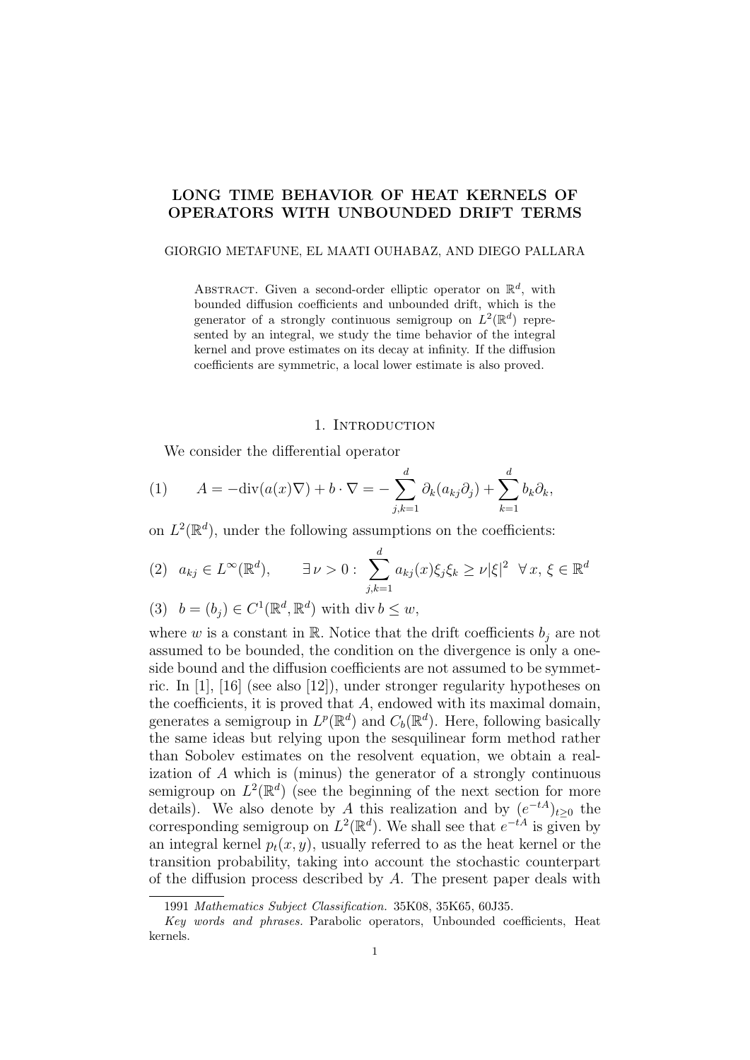# LONG TIME BEHAVIOR OF HEAT KERNELS OF OPERATORS WITH UNBOUNDED DRIFT TERMS

GIORGIO METAFUNE, EL MAATI OUHABAZ, AND DIEGO PALLARA

Abstract. Given a second-order elliptic operator on $\mathbb{R}^d$, with bounded diffusion coefficients and unbounded drift, which is the generator of a strongly continuous semigroup on $L^2(\mathbb{R}^d)$ represented by an integral, we study the time behavior of the integral kernel and prove estimates on its decay at infinity. If the diffusion coefficients are symmetric, a local lower estimate is also proved.

## 1. Introduction

We consider the differential operator

$$
(1) \qquad A = -\mathrm{div}(a(x)\nabla) + b\cdot\nabla = -\sum_{j,k=1}^{d} \partial_k(a_{kj}\partial_j) + \sum_{k=1}^{d} b_k\partial_k,
$$

on $L^2(\mathbb{R}^d)$, under the following assumptions on the coefficients:

$$
(2) \quad a_{kj} \in L^\infty(\mathbb{R}^d), \qquad \exists\, \nu > 0 : \sum_{j,k=1}^{d} a_{kj}(x)\xi_j\xi_k \geq \nu|\xi|^2 \quad \forall\, x,\, \xi \in \mathbb{R}^d
$$

$$
(3) \quad b = (b_j) \in C^1(\mathbb{R}^d, \mathbb{R}^d) \text{ with } \mathrm{div}\, b \leq w,
$$

where $w$ is a constant in $\mathbb{R}$. Notice that the drift coefficients $b_j$ are not assumed to be bounded, the condition on the divergence is only a one-side bound and the diffusion coefficients are not assumed to be symmetric. In [1], [16] (see also [12]), under stronger regularity hypotheses on the coefficients, it is proved that $A$, endowed with its maximal domain, generates a semigroup in $L^p(\mathbb{R}^d)$ and $C_b(\mathbb{R}^d)$. Here, following basically the same ideas but relying upon the sesquilinear form method rather than Sobolev estimates on the resolvent equation, we obtain a realization of $A$ which is (minus) the generator of a strongly continuous semigroup on $L^2(\mathbb{R}^d)$ (see the beginning of the next section for more details). We also denote by $A$ this realization and by $(e^{-tA})_{t\geq 0}$ the corresponding semigroup on $L^2(\mathbb{R}^d)$. We shall see that $e^{-tA}$ is given by an integral kernel $p_t(x, y)$, usually referred to as the heat kernel or the transition probability, taking into account the stochastic counterpart of the diffusion process described by $A$. The present paper deals with

1991 *Mathematics Subject Classification.* 35K08, 35K65, 60J35.

*Key words and phrases.* Parabolic operators, Unbounded coefficients, Heat kernels.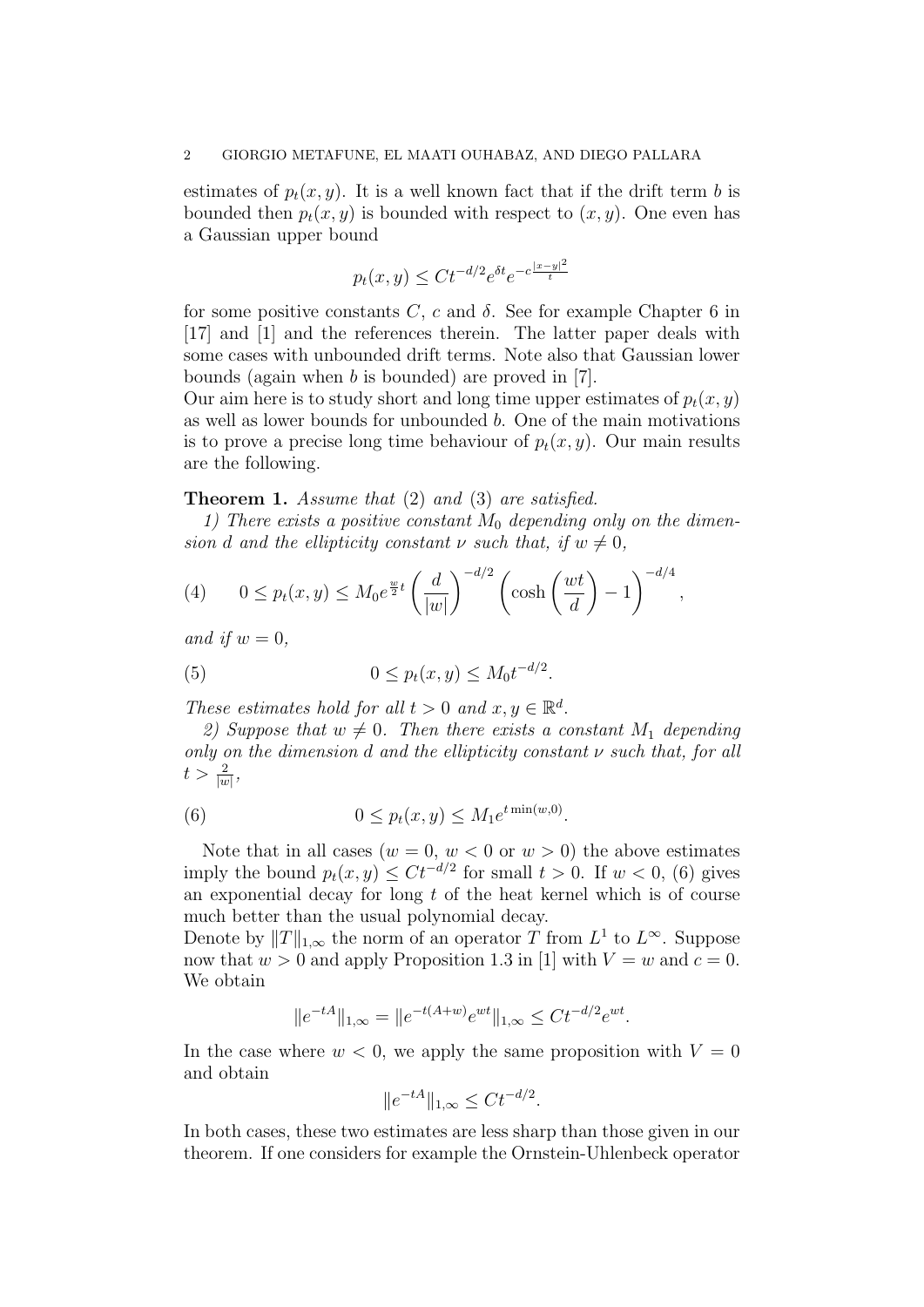estimates of $p_t(x,y)$. It is a well known fact that if the drift term $b$ is bounded then $p_t(x,y)$ is bounded with respect to $(x,y)$. One even has a Gaussian upper bound

$$p_t(x,y) \leq Ct^{-d/2}e^{\delta t}e^{-c\frac{|x-y|^2}{t}}$$

for some positive constants $C$, $c$ and $\delta$. See for example Chapter 6 in [17] and [1] and the references therein. The latter paper deals with some cases with unbounded drift terms. Note also that Gaussian lower bounds (again when $b$ is bounded) are proved in [7].

Our aim here is to study short and long time upper estimates of $p_t(x,y)$ as well as lower bounds for unbounded $b$. One of the main motivations is to prove a precise long time behaviour of $p_t(x,y)$. Our main results are the following.

**Theorem 1.** *Assume that* (2) *and* (3) *are satisfied.*

*1) There exists a positive constant $M_0$ depending only on the dimension $d$ and the ellipticity constant $\nu$ such that, if $w \neq 0$,*

$$0 \leq p_t(x,y) \leq M_0 e^{\frac{w}{2}t}\left(\frac{d}{|w|}\right)^{-d/2}\left(\cosh\left(\frac{wt}{d}\right)-1\right)^{-d/4}, \tag{4}$$

*and if $w = 0$,*

$$0 \leq p_t(x,y) \leq M_0 t^{-d/2}. \tag{5}$$

*These estimates hold for all $t > 0$ and $x, y \in \mathbb{R}^d$.*

*2) Suppose that $w \neq 0$. Then there exists a constant $M_1$ depending only on the dimension $d$ and the ellipticity constant $\nu$ such that, for all $t > \frac{2}{|w|}$,*

$$0 \leq p_t(x,y) \leq M_1 e^{t\min(w,0)}. \tag{6}$$

Note that in all cases ($w = 0$, $w < 0$ or $w > 0$) the above estimates imply the bound $p_t(x,y) \leq Ct^{-d/2}$ for small $t > 0$. If $w < 0$, (6) gives an exponential decay for long $t$ of the heat kernel which is of course much better than the usual polynomial decay.

Denote by $\|T\|_{1,\infty}$ the norm of an operator $T$ from $L^1$ to $L^\infty$. Suppose now that $w > 0$ and apply Proposition 1.3 in [1] with $V = w$ and $c = 0$. We obtain

$$\|e^{-tA}\|_{1,\infty} = \|e^{-t(A+w)}e^{wt}\|_{1,\infty} \leq Ct^{-d/2}e^{wt}.$$

In the case where $w < 0$, we apply the same proposition with $V = 0$ and obtain

$$\|e^{-tA}\|_{1,\infty} \leq Ct^{-d/2}.$$

In both cases, these two estimates are less sharp than those given in our theorem. If one considers for example the Ornstein-Uhlenbeck operator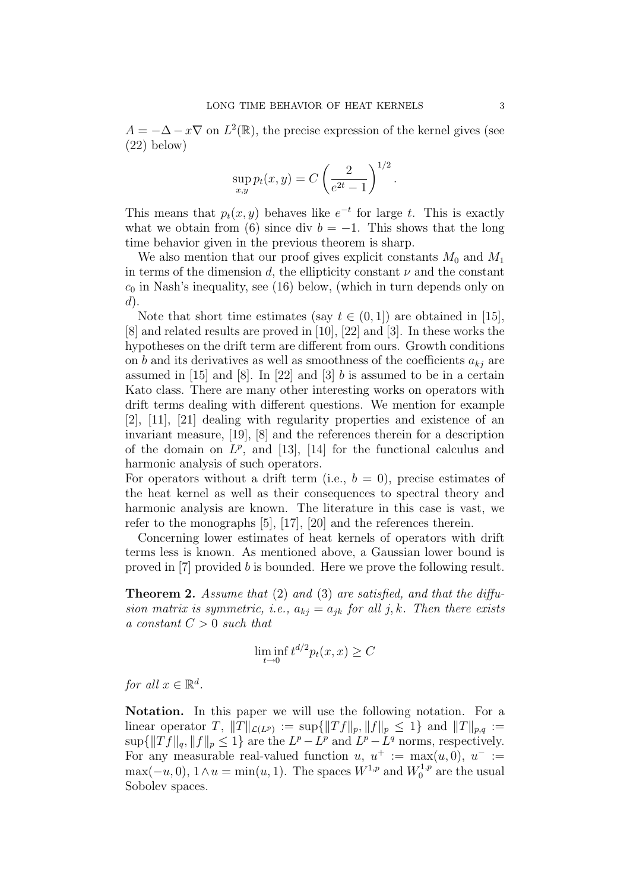$A = -\Delta - x\nabla$ on $L^2(\mathbb{R})$, the precise expression of the kernel gives (see (22) below)

$$\sup_{x,y} p_t(x,y) = C\left(\frac{2}{e^{2t}-1}\right)^{1/2}.$$

This means that $p_t(x,y)$ behaves like $e^{-t}$ for large $t$. This is exactly what we obtain from (6) since div $b = -1$. This shows that the long time behavior given in the previous theorem is sharp.

We also mention that our proof gives explicit constants $M_0$ and $M_1$ in terms of the dimension $d$, the ellipticity constant $\nu$ and the constant $c_0$ in Nash's inequality, see (16) below, (which in turn depends only on $d$).

Note that short time estimates (say $t \in (0,1]$) are obtained in [15], [8] and related results are proved in [10], [22] and [3]. In these works the hypotheses on the drift term are different from ours. Growth conditions on $b$ and its derivatives as well as smoothness of the coefficients $a_{kj}$ are assumed in [15] and [8]. In [22] and [3] $b$ is assumed to be in a certain Kato class. There are many other interesting works on operators with drift terms dealing with different questions. We mention for example [2], [11], [21] dealing with regularity properties and existence of an invariant measure, [19], [8] and the references therein for a description of the domain on $L^p$, and [13], [14] for the functional calculus and harmonic analysis of such operators.
For operators without a drift term (i.e., $b = 0$), precise estimates of the heat kernel as well as their consequences to spectral theory and harmonic analysis are known. The literature in this case is vast, we refer to the monographs [5], [17], [20] and the references therein.

Concerning lower estimates of heat kernels of operators with drift terms less is known. As mentioned above, a Gaussian lower bound is proved in [7] provided $b$ is bounded. Here we prove the following result.

**Theorem 2.** *Assume that* (2) *and* (3) *are satisfied, and that the diffusion matrix is symmetric, i.e.,* $a_{kj} = a_{jk}$ *for all* $j, k$. *Then there exists a constant* $C > 0$ *such that*

$$\liminf_{t\to 0} t^{d/2} p_t(x,x) \geq C$$

*for all* $x \in \mathbb{R}^d$.

**Notation.** In this paper we will use the following notation. For a linear operator $T$, $\|T\|_{\mathcal{L}(L^p)} := \sup\{\|Tf\|_p, \|f\|_p \leq 1\}$ and $\|T\|_{p,q} := \sup\{\|Tf\|_q, \|f\|_p \leq 1\}$ are the $L^p - L^p$ and $L^p - L^q$ norms, respectively. For any measurable real-valued function $u$, $u^+ := \max(u, 0)$, $u^- := \max(-u, 0)$, $1 \wedge u = \min(u, 1)$. The spaces $W^{1,p}$ and $W_0^{1,p}$ are the usual Sobolev spaces.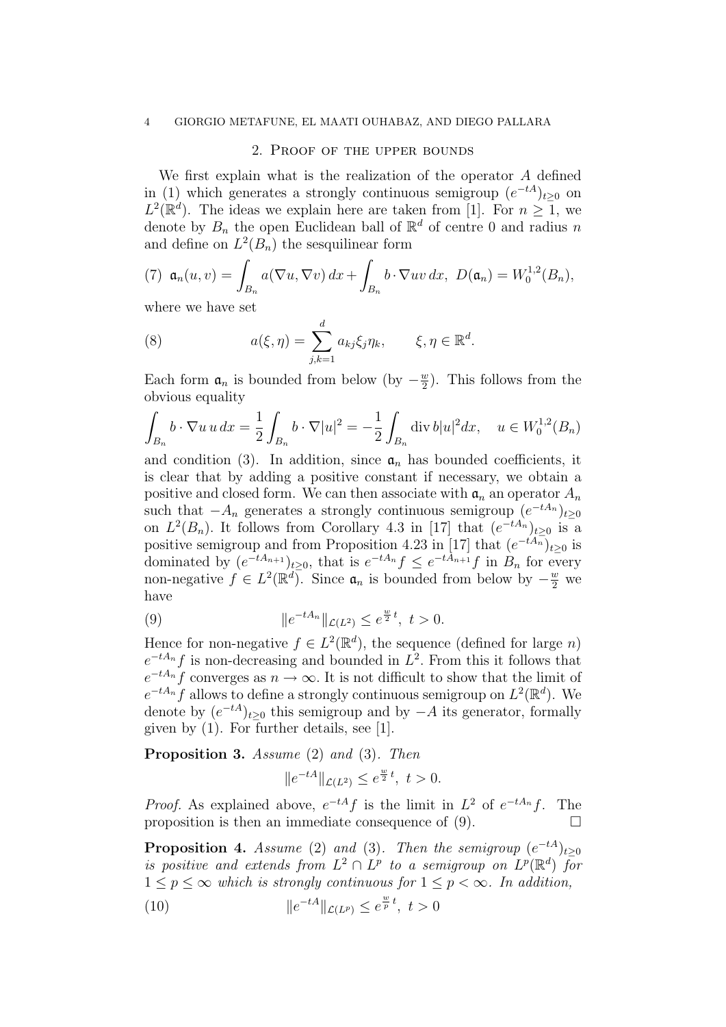## 2. Proof of the upper bounds

We first explain what is the realization of the operator $A$ defined in (1) which generates a strongly continuous semigroup $(e^{-tA})_{t\geq 0}$ on $L^2(\mathbb{R}^d)$. The ideas we explain here are taken from [1]. For $n \geq 1$, we denote by $B_n$ the open Euclidean ball of $\mathbb{R}^d$ of centre 0 and radius $n$ and define on $L^2(B_n)$ the sesquilinear form

$$\text{(7)}\quad \mathfrak{a}_n(u,v) = \int_{B_n} a(\nabla u, \nabla v)\, dx + \int_{B_n} b\cdot \nabla u v\, dx,\ \ D(\mathfrak{a}_n) = W_0^{1,2}(B_n),$$

where we have set

$$a(\xi,\eta) = \sum_{j,k=1}^{d} a_{kj}\xi_j\eta_k, \qquad \xi,\eta \in \mathbb{R}^d. \tag{8}$$

Each form $\mathfrak{a}_n$ is bounded from below (by $-\frac{w}{2}$). This follows from the obvious equality

$$\int_{B_n} b\cdot\nabla u\, u\, dx = \frac{1}{2}\int_{B_n} b\cdot\nabla |u|^2 = -\frac{1}{2}\int_{B_n} \operatorname{div} b |u|^2 dx, \quad u \in W_0^{1,2}(B_n)$$

and condition (3). In addition, since $\mathfrak{a}_n$ has bounded coefficients, it is clear that by adding a positive constant if necessary, we obtain a positive and closed form. We can then associate with $\mathfrak{a}_n$ an operator $A_n$ such that $-A_n$ generates a strongly continuous semigroup $(e^{-tA_n})_{t\geq 0}$ on $L^2(B_n)$. It follows from Corollary 4.3 in [17] that $(e^{-tA_n})_{t\geq 0}$ is a positive semigroup and from Proposition 4.23 in [17] that $(e^{-tA_n})_{t\geq 0}$ is dominated by $(e^{-tA_{n+1}})_{t\geq 0}$, that is $e^{-tA_n}f \leq e^{-tA_{n+1}}f$ in $B_n$ for every non-negative $f \in L^2(\mathbb{R}^d)$. Since $\mathfrak{a}_n$ is bounded from below by $-\frac{w}{2}$ we have

$$\|e^{-tA_n}\|_{\mathcal{L}(L^2)} \leq e^{\frac{w}{2}t},\ t > 0. \tag{9}$$

Hence for non-negative $f \in L^2(\mathbb{R}^d)$, the sequence (defined for large $n$) $e^{-tA_n}f$ is non-decreasing and bounded in $L^2$. From this it follows that $e^{-tA_n}f$ converges as $n \to \infty$. It is not difficult to show that the limit of $e^{-tA_n}f$ allows to define a strongly continuous semigroup on $L^2(\mathbb{R}^d)$. We denote by $(e^{-tA})_{t\geq 0}$ this semigroup and by $-A$ its generator, formally given by (1). For further details, see [1].

**Proposition 3.** *Assume* (2) *and* (3). *Then*

$$\|e^{-tA}\|_{\mathcal{L}(L^2)} \leq e^{\frac{w}{2}t},\ t > 0.$$

*Proof.* As explained above, $e^{-tA}f$ is the limit in $L^2$ of $e^{-tA_n}f$. The proposition is then an immediate consequence of (9). $\square$

**Proposition 4.** *Assume* (2) *and* (3). *Then the semigroup* $(e^{-tA})_{t\geq 0}$ *is positive and extends from* $L^2 \cap L^p$ *to a semigroup on* $L^p(\mathbb{R}^d)$ *for* $1 \leq p \leq \infty$ *which is strongly continuous for* $1 \leq p < \infty$. *In addition,*

$$\|e^{-tA}\|_{\mathcal{L}(L^p)} \leq e^{\frac{w}{p}t},\ t > 0 \tag{10}$$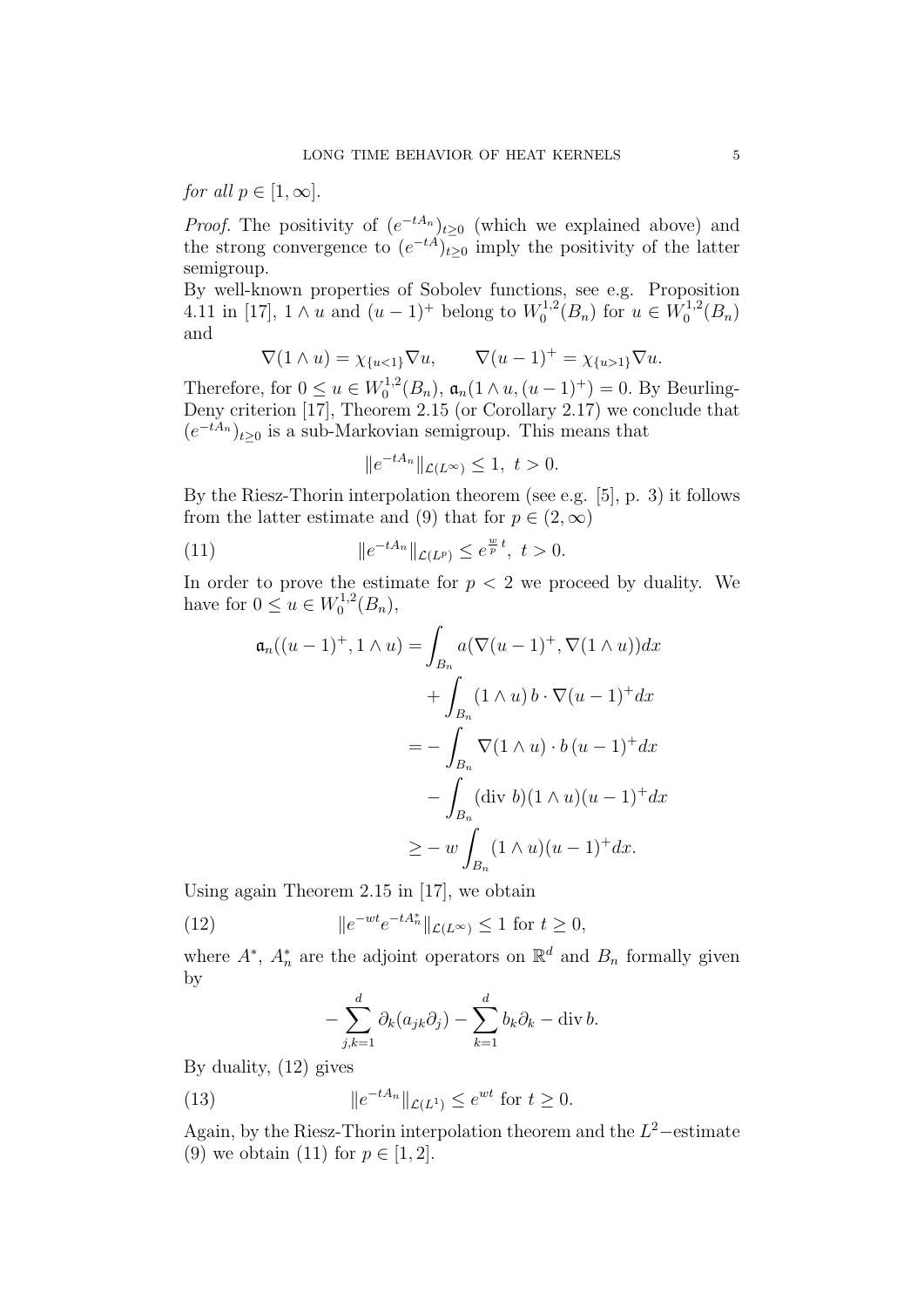*for all* $p \in [1, \infty]$.

*Proof.* The positivity of $(e^{-tA_n})_{t\geq 0}$ (which we explained above) and the strong convergence to $(e^{-tA})_{t\geq 0}$ imply the positivity of the latter semigroup.
By well-known properties of Sobolev functions, see e.g. Proposition 4.11 in [17], $1 \wedge u$ and $(u-1)^+$ belong to $W_0^{1,2}(B_n)$ for $u \in W_0^{1,2}(B_n)$ and

$$\nabla(1 \wedge u) = \chi_{\{u<1\}} \nabla u, \qquad \nabla(u-1)^+ = \chi_{\{u>1\}} \nabla u.$$

Therefore, for $0 \leq u \in W_0^{1,2}(B_n)$, $\mathfrak{a}_n(1 \wedge u, (u-1)^+) = 0$. By Beurling-Deny criterion [17], Theorem 2.15 (or Corollary 2.17) we conclude that $(e^{-tA_n})_{t\geq 0}$ is a sub-Markovian semigroup. This means that

$$\|e^{-tA_n}\|_{\mathcal{L}(L^\infty)} \leq 1, \; t > 0.$$

By the Riesz-Thorin interpolation theorem (see e.g. [5], p. 3) it follows from the latter estimate and (9) that for $p \in (2, \infty)$

$$\|e^{-tA_n}\|_{\mathcal{L}(L^p)} \leq e^{\frac{w}{p} t}, \; t > 0. \tag{11}$$

In order to prove the estimate for $p < 2$ we proceed by duality. We have for $0 \leq u \in W_0^{1,2}(B_n)$,

$$\begin{aligned}
\mathfrak{a}_n((u-1)^+, 1 \wedge u) &= \int_{B_n} a(\nabla(u-1)^+, \nabla(1 \wedge u))dx \\
&\quad + \int_{B_n} (1 \wedge u)\, b \cdot \nabla(u-1)^+ dx \\
&= -\int_{B_n} \nabla(1 \wedge u) \cdot b\, (u-1)^+ dx \\
&\quad - \int_{B_n} (\operatorname{div}\, b)(1 \wedge u)(u-1)^+ dx \\
&\geq -w \int_{B_n} (1 \wedge u)(u-1)^+ dx.
\end{aligned}$$

Using again Theorem 2.15 in [17], we obtain

$$\|e^{-wt} e^{-tA_n^*}\|_{\mathcal{L}(L^\infty)} \leq 1 \text{ for } t \geq 0, \tag{12}$$

where $A^*$, $A_n^*$ are the adjoint operators on $\mathbb{R}^d$ and $B_n$ formally given by

$$-\sum_{j,k=1}^d \partial_k (a_{jk} \partial_j) - \sum_{k=1}^d b_k \partial_k - \operatorname{div} b.$$

By duality, (12) gives

$$\|e^{-tA_n}\|_{\mathcal{L}(L^1)} \leq e^{wt} \text{ for } t \geq 0. \tag{13}$$

Again, by the Riesz-Thorin interpolation theorem and the $L^2-$estimate (9) we obtain (11) for $p \in [1, 2]$.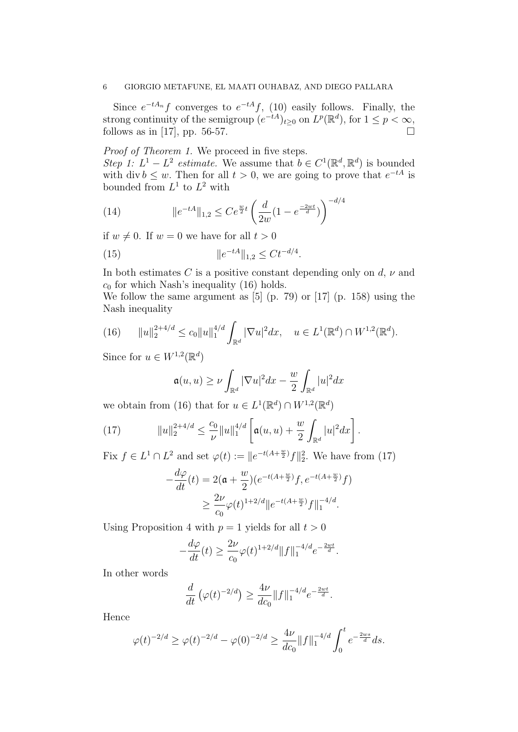Since $e^{-tA_n}f$ converges to $e^{-tA}f$, (10) easily follows. Finally, the strong continuity of the semigroup $(e^{-tA})_{t\geq 0}$ on $L^p(\mathbb{R}^d)$, for $1 \leq p < \infty$, follows as in [17], pp. 56-57. □

*Proof of Theorem 1.* We proceed in five steps.
*Step 1: $L^1 - L^2$ estimate.* We assume that $b \in C^1(\mathbb{R}^d, \mathbb{R}^d)$ is bounded with $\operatorname{div} b \leq w$. Then for all $t > 0$, we are going to prove that $e^{-tA}$ is bounded from $L^1$ to $L^2$ with

$$\|e^{-tA}\|_{1,2} \leq Ce^{\frac{w}{2}t}\left(\frac{d}{2w}(1-e^{\frac{-2wt}{d}})\right)^{-d/4} \tag{14}$$

if $w \neq 0$. If $w = 0$ we have for all $t > 0$

$$\|e^{-tA}\|_{1,2} \leq Ct^{-d/4}. \tag{15}$$

In both estimates $C$ is a positive constant depending only on $d$, $\nu$ and $c_0$ for which Nash's inequality (16) holds.
We follow the same argument as [5] (p. 79) or [17] (p. 158) using the Nash inequality

$$\|u\|_2^{2+4/d} \leq c_0\|u\|_1^{4/d}\int_{\mathbb{R}^d}|\nabla u|^2dx, \quad u \in L^1(\mathbb{R}^d) \cap W^{1,2}(\mathbb{R}^d). \tag{16}$$

Since for $u \in W^{1,2}(\mathbb{R}^d)$

$$\mathfrak{a}(u,u) \geq \nu\int_{\mathbb{R}^d}|\nabla u|^2dx - \frac{w}{2}\int_{\mathbb{R}^d}|u|^2dx$$

we obtain from (16) that for $u \in L^1(\mathbb{R}^d) \cap W^{1,2}(\mathbb{R}^d)$

$$\|u\|_2^{2+4/d} \leq \frac{c_0}{\nu}\|u\|_1^{4/d}\left[\mathfrak{a}(u,u) + \frac{w}{2}\int_{\mathbb{R}^d}|u|^2dx\right]. \tag{17}$$

Fix $f \in L^1 \cap L^2$ and set $\varphi(t) := \|e^{-t(A+\frac{w}{2})}f\|_2^2$. We have from (17)

$$\begin{aligned}
-\frac{d\varphi}{dt}(t) &= 2(\mathfrak{a} + \frac{w}{2})(e^{-t(A+\frac{w}{2})}f, e^{-t(A+\frac{w}{2})}f) \\
&\geq \frac{2\nu}{c_0}\varphi(t)^{1+2/d}\|e^{-t(A+\frac{w}{2})}f\|_1^{-4/d}.
\end{aligned}$$

Using Proposition 4 with $p = 1$ yields for all $t > 0$

$$-\frac{d\varphi}{dt}(t) \geq \frac{2\nu}{c_0}\varphi(t)^{1+2/d}\|f\|_1^{-4/d}e^{-\frac{2wt}{d}}.$$

In other words

$$\frac{d}{dt}\left(\varphi(t)^{-2/d}\right) \geq \frac{4\nu}{dc_0}\|f\|_1^{-4/d}e^{-\frac{2wt}{d}}.$$

Hence

$$\varphi(t)^{-2/d} \geq \varphi(t)^{-2/d} - \varphi(0)^{-2/d} \geq \frac{4\nu}{dc_0}\|f\|_1^{-4/d}\int_0^t e^{-\frac{2ws}{d}}ds.$$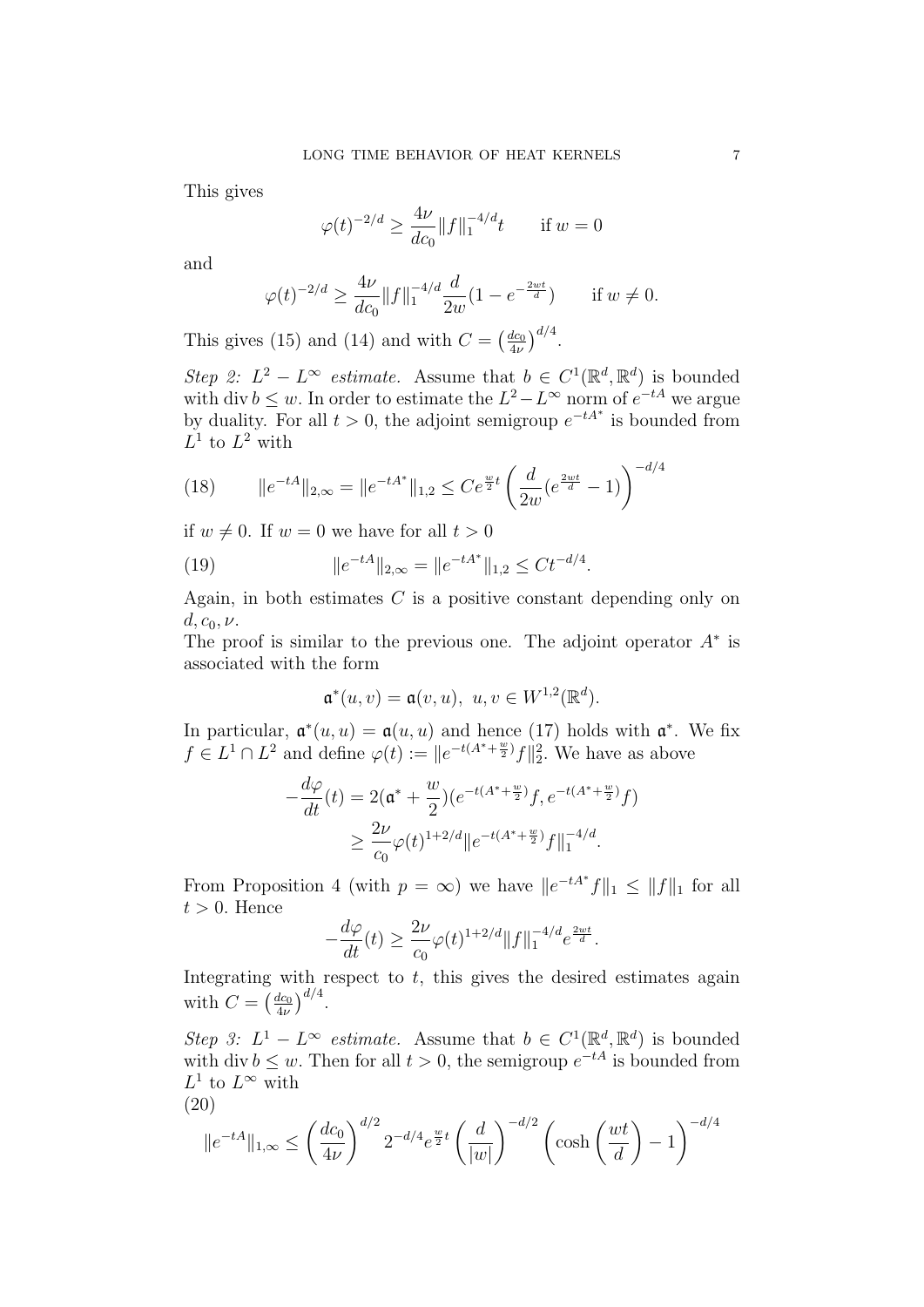This gives

$$\varphi(t)^{-2/d} \geq \frac{4\nu}{dc_0} \|f\|_1^{-4/d} t \qquad \text{if } w = 0$$

and

$$\varphi(t)^{-2/d} \geq \frac{4\nu}{dc_0} \|f\|_1^{-4/d} \frac{d}{2w}(1 - e^{-\frac{2wt}{d}}) \qquad \text{if } w \neq 0.$$

This gives (15) and (14) and with $C = \left(\frac{dc_0}{4\nu}\right)^{d/4}$.

*Step 2: $L^2 - L^\infty$ estimate.* Assume that $b \in C^1(\mathbb{R}^d, \mathbb{R}^d)$ is bounded with $\operatorname{div} b \leq w$. In order to estimate the $L^2 - L^\infty$ norm of $e^{-tA}$ we argue by duality. For all $t > 0$, the adjoint semigroup $e^{-tA^*}$ is bounded from $L^1$ to $L^2$ with

$$\|e^{-tA}\|_{2,\infty} = \|e^{-tA^*}\|_{1,2} \leq C e^{\frac{w}{2}t} \left(\frac{d}{2w}(e^{\frac{2wt}{d}} - 1)\right)^{-d/4} \tag{18}$$

if $w \neq 0$. If $w = 0$ we have for all $t > 0$

$$\|e^{-tA}\|_{2,\infty} = \|e^{-tA^*}\|_{1,2} \leq C t^{-d/4}. \tag{19}$$

Again, in both estimates $C$ is a positive constant depending only on $d, c_0, \nu$.

The proof is similar to the previous one. The adjoint operator $A^*$ is associated with the form

$$\mathfrak{a}^*(u, v) = \mathfrak{a}(v, u), \; u, v \in W^{1,2}(\mathbb{R}^d).$$

In particular, $\mathfrak{a}^*(u, u) = \mathfrak{a}(u, u)$ and hence (17) holds with $\mathfrak{a}^*$. We fix $f \in L^1 \cap L^2$ and define $\varphi(t) := \|e^{-t(A^* + \frac{w}{2})} f\|_2^2$. We have as above

$$\begin{aligned}
-\frac{d\varphi}{dt}(t) &= 2(\mathfrak{a}^* + \frac{w}{2})(e^{-t(A^* + \frac{w}{2})} f, e^{-t(A^* + \frac{w}{2})} f) \\
&\geq \frac{2\nu}{c_0} \varphi(t)^{1+2/d} \|e^{-t(A^* + \frac{w}{2})} f\|_1^{-4/d}.
\end{aligned}$$

From Proposition 4 (with $p = \infty$) we have $\|e^{-tA^*} f\|_1 \leq \|f\|_1$ for all $t > 0$. Hence

$$-\frac{d\varphi}{dt}(t) \geq \frac{2\nu}{c_0} \varphi(t)^{1+2/d} \|f\|_1^{-4/d} e^{\frac{2wt}{d}}.$$

Integrating with respect to $t$, this gives the desired estimates again with $C = \left(\frac{dc_0}{4\nu}\right)^{d/4}$.

*Step 3: $L^1 - L^\infty$ estimate.* Assume that $b \in C^1(\mathbb{R}^d, \mathbb{R}^d)$ is bounded with $\operatorname{div} b \leq w$. Then for all $t > 0$, the semigroup $e^{-tA}$ is bounded from $L^1$ to $L^\infty$ with

$$\|e^{-tA}\|_{1,\infty} \leq \left(\frac{dc_0}{4\nu}\right)^{d/2} 2^{-d/4} e^{\frac{w}{2}t} \left(\frac{d}{|w|}\right)^{-d/2} \left(\cosh\left(\frac{wt}{d}\right) - 1\right)^{-d/4} \tag{20}$$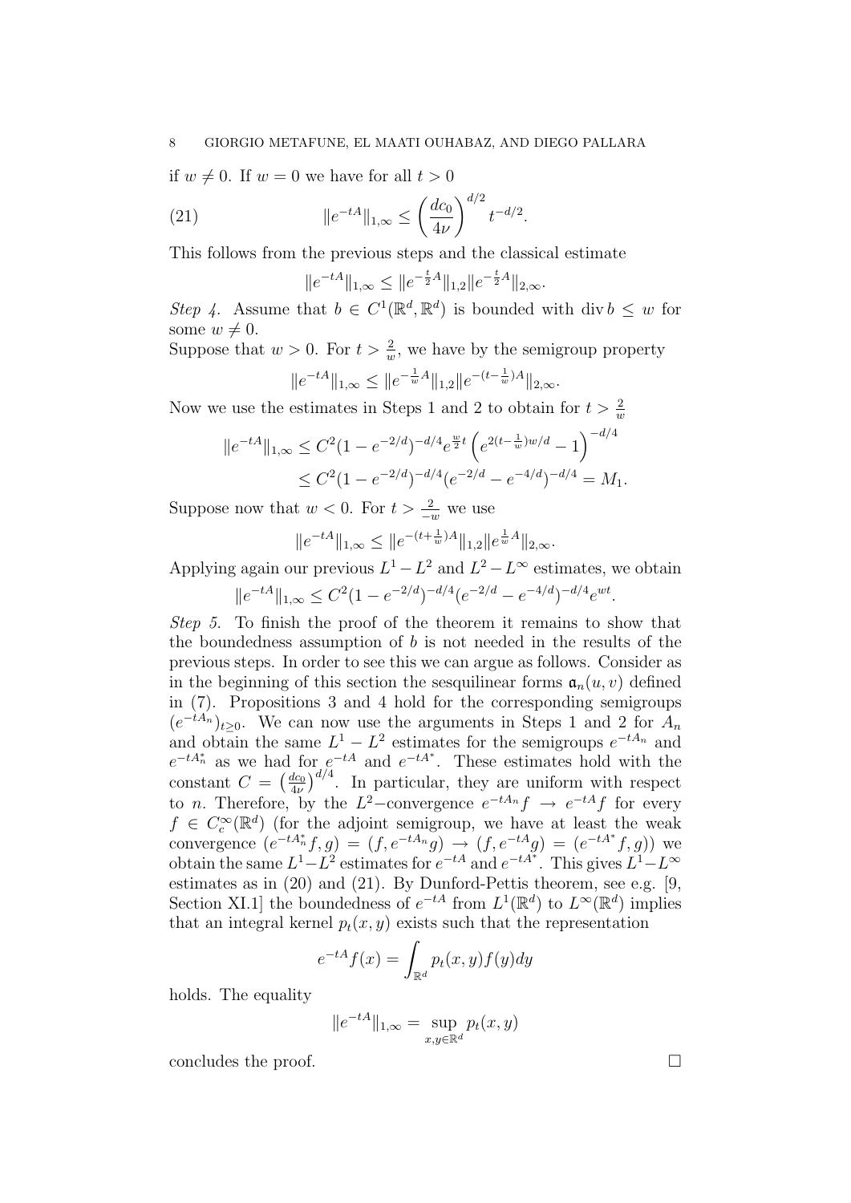if $w \neq 0$. If $w = 0$ we have for all $t > 0$

$$\|e^{-tA}\|_{1,\infty} \leq \left(\frac{dc_0}{4\nu}\right)^{d/2} t^{-d/2}. \tag{21}$$

This follows from the previous steps and the classical estimate

$$\|e^{-tA}\|_{1,\infty} \leq \|e^{-\frac{t}{2}A}\|_{1,2}\|e^{-\frac{t}{2}A}\|_{2,\infty}.$$

*Step 4.* Assume that $b \in C^1(\mathbb{R}^d, \mathbb{R}^d)$ is bounded with $\operatorname{div} b \leq w$ for some $w \neq 0$.

Suppose that $w > 0$. For $t > \frac{2}{w}$, we have by the semigroup property

$$\|e^{-tA}\|_{1,\infty} \leq \|e^{-\frac{1}{w}A}\|_{1,2}\|e^{-(t-\frac{1}{w})A}\|_{2,\infty}.$$

Now we use the estimates in Steps 1 and 2 to obtain for $t > \frac{2}{w}$

$$\begin{aligned}
\|e^{-tA}\|_{1,\infty} &\leq C^2(1-e^{-2/d})^{-d/4} e^{\frac{w}{2}t}\left(e^{2(t-\frac{1}{w})w/d} - 1\right)^{-d/4} \\
&\leq C^2(1-e^{-2/d})^{-d/4}(e^{-2/d} - e^{-4/d})^{-d/4} = M_1.
\end{aligned}$$

Suppose now that $w < 0$. For $t > \frac{2}{-w}$ we use

$$\|e^{-tA}\|_{1,\infty} \leq \|e^{-(t+\frac{1}{w})A}\|_{1,2}\|e^{\frac{1}{w}A}\|_{2,\infty}.$$

Applying again our previous $L^1 - L^2$ and $L^2 - L^\infty$ estimates, we obtain

$$\|e^{-tA}\|_{1,\infty} \leq C^2(1-e^{-2/d})^{-d/4}(e^{-2/d} - e^{-4/d})^{-d/4} e^{wt}.$$

*Step 5.* To finish the proof of the theorem it remains to show that the boundedness assumption of $b$ is not needed in the results of the previous steps. In order to see this we can argue as follows. Consider as in the beginning of this section the sesquilinear forms $\mathfrak{a}_n(u, v)$ defined in (7). Propositions 3 and 4 hold for the corresponding semigroups $(e^{-tA_n})_{t\geq 0}$. We can now use the arguments in Steps 1 and 2 for $A_n$ and obtain the same $L^1 - L^2$ estimates for the semigroups $e^{-tA_n}$ and $e^{-tA_n^*}$ as we had for $e^{-tA}$ and $e^{-tA^*}$. These estimates hold with the constant $C = \left(\frac{dc_0}{4\nu}\right)^{d/4}$. In particular, they are uniform with respect to $n$. Therefore, by the $L^2$−convergence $e^{-tA_n}f \to e^{-tA}f$ for every $f \in C_c^\infty(\mathbb{R}^d)$ (for the adjoint semigroup, we have at least the weak convergence $(e^{-tA_n^*}f, g) = (f, e^{-tA_n}g) \to (f, e^{-tA}g) = (e^{-tA^*}f, g)$) we obtain the same $L^1 - L^2$ estimates for $e^{-tA}$ and $e^{-tA^*}$. This gives $L^1 - L^\infty$ estimates as in (20) and (21). By Dunford-Pettis theorem, see e.g. [9, Section XI.1] the boundedness of $e^{-tA}$ from $L^1(\mathbb{R}^d)$ to $L^\infty(\mathbb{R}^d)$ implies that an integral kernel $p_t(x, y)$ exists such that the representation

$$e^{-tA}f(x) = \int_{\mathbb{R}^d} p_t(x, y) f(y) dy$$

holds. The equality

$$\|e^{-tA}\|_{1,\infty} = \sup_{x,y \in \mathbb{R}^d} p_t(x, y)$$

concludes the proof. □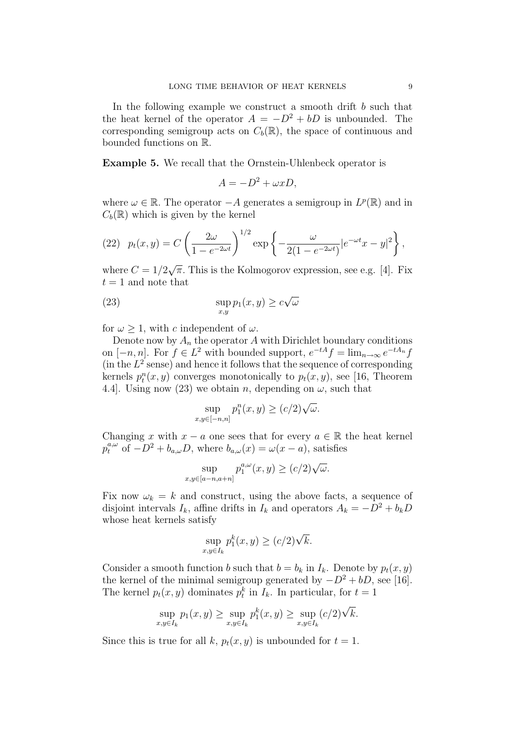In the following example we construct a smooth drift $b$ such that the heat kernel of the operator $A = -D^2 + bD$ is unbounded. The corresponding semigroup acts on $C_b(\mathbb{R})$, the space of continuous and bounded functions on $\mathbb{R}$.

**Example 5.** We recall that the Ornstein-Uhlenbeck operator is

$$A = -D^2 + \omega x D,$$

where $\omega \in \mathbb{R}$. The operator $-A$ generates a semigroup in $L^p(\mathbb{R})$ and in $C_b(\mathbb{R})$ which is given by the kernel

$$p_t(x,y) = C\left(\frac{2\omega}{1-e^{-2\omega t}}\right)^{1/2} \exp\left\{-\frac{\omega}{2(1-e^{-2\omega t})}|e^{-\omega t}x - y|^2\right\}, \tag{22}$$

where $C = 1/2\sqrt{\pi}$. This is the Kolmogorov expression, see e.g. [4]. Fix $t = 1$ and note that

$$\sup_{x,y} p_1(x,y) \geq c\sqrt{\omega} \tag{23}$$

for $\omega \geq 1$, with $c$ independent of $\omega$.

Denote now by $A_n$ the operator $A$ with Dirichlet boundary conditions on $[-n,n]$. For $f \in L^2$ with bounded support, $e^{-tA}f = \lim_{n\to\infty} e^{-tA_n}f$ (in the $L^2$ sense) and hence it follows that the sequence of corresponding kernels $p_t^n(x,y)$ converges monotonically to $p_t(x,y)$, see [16, Theorem 4.4]. Using now (23) we obtain $n$, depending on $\omega$, such that

$$\sup_{x,y\in[-n,n]} p_1^n(x,y) \geq (c/2)\sqrt{\omega}.$$

Changing $x$ with $x-a$ one sees that for every $a \in \mathbb{R}$ the heat kernel $p_t^{a,\omega}$ of $-D^2 + b_{a,\omega}D$, where $b_{a,\omega}(x) = \omega(x-a)$, satisfies

$$\sup_{x,y\in[a-n,a+n]} p_1^{a,\omega}(x,y) \geq (c/2)\sqrt{\omega}.$$

Fix now $\omega_k = k$ and construct, using the above facts, a sequence of disjoint intervals $I_k$, affine drifts in $I_k$ and operators $A_k = -D^2 + b_k D$ whose heat kernels satisfy

$$\sup_{x,y\in I_k} p_1^k(x,y) \geq (c/2)\sqrt{k}.$$

Consider a smooth function $b$ such that $b = b_k$ in $I_k$. Denote by $p_t(x,y)$ the kernel of the minimal semigroup generated by $-D^2 + bD$, see [16]. The kernel $p_t(x,y)$ dominates $p_t^k$ in $I_k$. In particular, for $t = 1$

$$\sup_{x,y\in I_k} p_1(x,y) \geq \sup_{x,y\in I_k} p_1^k(x,y) \geq \sup_{x,y\in I_k} (c/2)\sqrt{k}.$$

Since this is true for all $k$, $p_t(x,y)$ is unbounded for $t = 1$.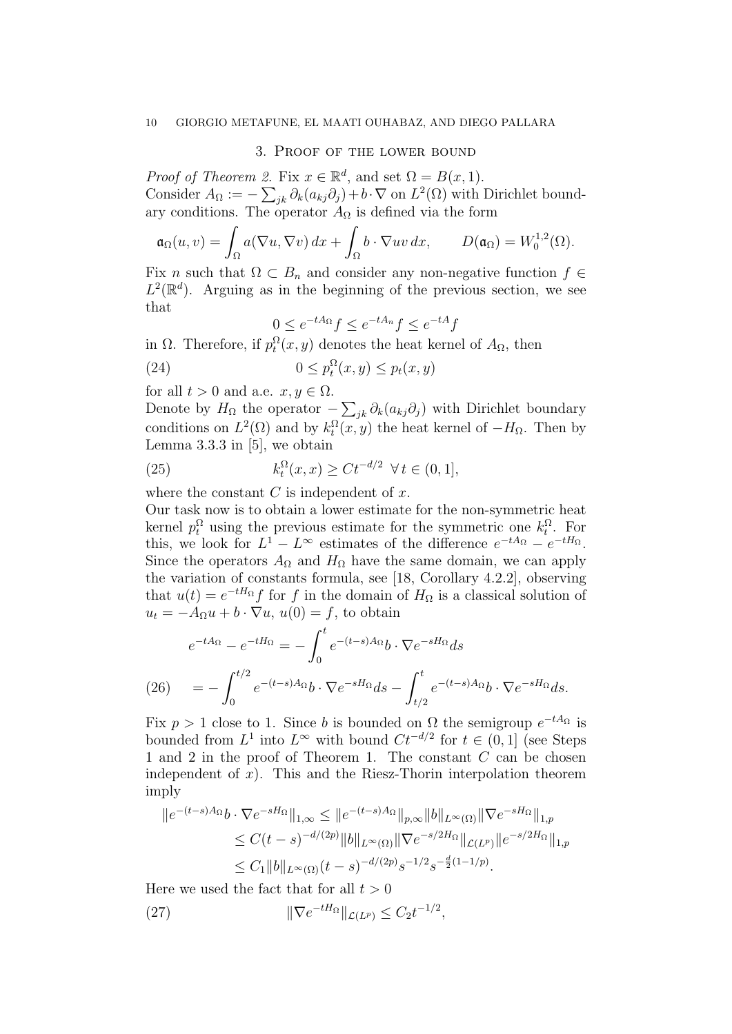## 3. Proof of the lower bound

*Proof of Theorem 2.* Fix $x \in \mathbb{R}^d$, and set $\Omega = B(x,1)$.
Consider $A_\Omega := -\sum_{jk} \partial_k(a_{kj}\partial_j) + b\cdot\nabla$ on $L^2(\Omega)$ with Dirichlet boundary conditions. The operator $A_\Omega$ is defined via the form

$$\mathfrak{a}_\Omega(u,v) = \int_\Omega a(\nabla u, \nabla v)\, dx + \int_\Omega b\cdot \nabla u v\, dx, \qquad D(\mathfrak{a}_\Omega) = W_0^{1,2}(\Omega).$$

Fix $n$ such that $\Omega \subset B_n$ and consider any non-negative function $f \in L^2(\mathbb{R}^d)$. Arguing as in the beginning of the previous section, we see that

$$0 \le e^{-tA_\Omega} f \le e^{-tA_n} f \le e^{-tA} f$$

in $\Omega$. Therefore, if $p_t^\Omega(x,y)$ denotes the heat kernel of $A_\Omega$, then

$$0 \le p_t^\Omega(x,y) \le p_t(x,y) \tag{24}$$

for all $t>0$ and a.e. $x,y \in \Omega$.
Denote by $H_\Omega$ the operator $-\sum_{jk}\partial_k(a_{kj}\partial_j)$ with Dirichlet boundary conditions on $L^2(\Omega)$ and by $k_t^\Omega(x,y)$ the heat kernel of $-H_\Omega$. Then by Lemma 3.3.3 in [5], we obtain

$$k_t^\Omega(x,x) \ge C t^{-d/2} \ \ \forall\, t \in (0,1], \tag{25}$$

where the constant $C$ is independent of $x$.
Our task now is to obtain a lower estimate for the non-symmetric heat kernel $p_t^\Omega$ using the previous estimate for the symmetric one $k_t^\Omega$. For this, we look for $L^1 - L^\infty$ estimates of the difference $e^{-tA_\Omega} - e^{-tH_\Omega}$. Since the operators $A_\Omega$ and $H_\Omega$ have the same domain, we can apply the variation of constants formula, see [18, Corollary 4.2.2], observing that $u(t) = e^{-tH_\Omega} f$ for $f$ in the domain of $H_\Omega$ is a classical solution of $u_t = -A_\Omega u + b\cdot\nabla u$, $u(0) = f$, to obtain

$$\begin{aligned} e^{-tA_\Omega} - e^{-tH_\Omega} &= -\int_0^t e^{-(t-s)A_\Omega} b\cdot\nabla e^{-sH_\Omega} ds \\ &= -\int_0^{t/2} e^{-(t-s)A_\Omega} b\cdot\nabla e^{-sH_\Omega} ds - \int_{t/2}^t e^{-(t-s)A_\Omega} b\cdot\nabla e^{-sH_\Omega} ds. \end{aligned} \tag{26}$$

Fix $p>1$ close to 1. Since $b$ is bounded on $\Omega$ the semigroup $e^{-tA_\Omega}$ is bounded from $L^1$ into $L^\infty$ with bound $Ct^{-d/2}$ for $t \in (0,1]$ (see Steps 1 and 2 in the proof of Theorem 1. The constant $C$ can be chosen independent of $x$). This and the Riesz-Thorin interpolation theorem imply

$$\begin{aligned} \|e^{-(t-s)A_\Omega} b\cdot\nabla e^{-sH_\Omega}\|_{1,\infty} &\le \|e^{-(t-s)A_\Omega}\|_{p,\infty}\|b\|_{L^\infty(\Omega)}\|\nabla e^{-sH_\Omega}\|_{1,p} \\ &\le C(t-s)^{-d/(2p)}\|b\|_{L^\infty(\Omega)}\|\nabla e^{-s/2H_\Omega}\|_{\mathcal{L}(L^p)}\|e^{-s/2H_\Omega}\|_{1,p} \\ &\le C_1\|b\|_{L^\infty(\Omega)}(t-s)^{-d/(2p)} s^{-1/2} s^{-\frac{d}{2}(1-1/p)}. \end{aligned}$$

Here we used the fact that for all $t>0$

$$\|\nabla e^{-tH_\Omega}\|_{\mathcal{L}(L^p)} \le C_2 t^{-1/2}, \tag{27}$$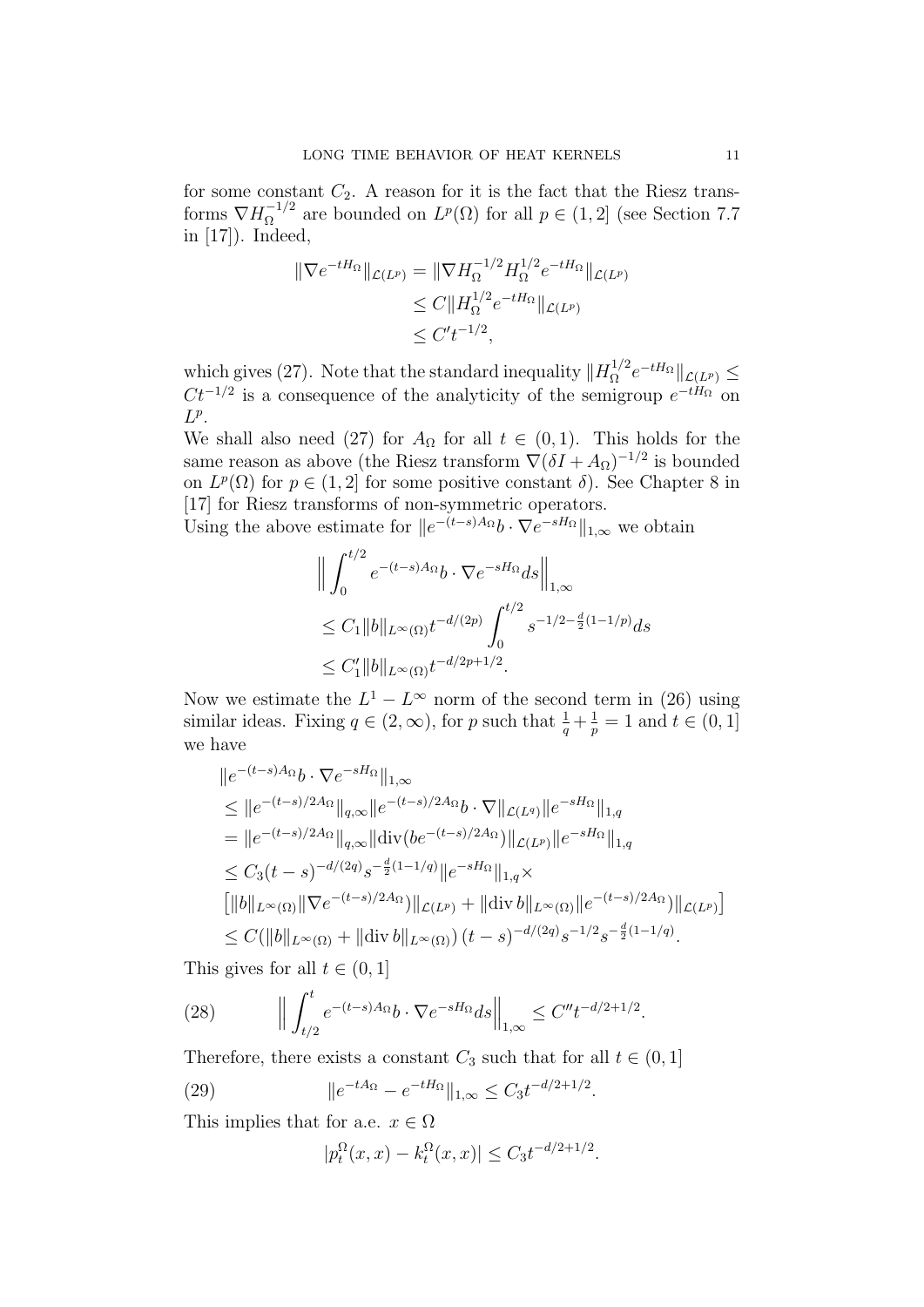for some constant $C_2$. A reason for it is the fact that the Riesz transforms $\nabla H_\Omega^{-1/2}$ are bounded on $L^p(\Omega)$ for all $p \in (1, 2]$ (see Section 7.7 in [17]). Indeed,

$$
\begin{aligned}
\|\nabla e^{-tH_\Omega}\|_{\mathcal{L}(L^p)} &= \|\nabla H_\Omega^{-1/2} H_\Omega^{1/2} e^{-tH_\Omega}\|_{\mathcal{L}(L^p)} \\
&\leq C \|H_\Omega^{1/2} e^{-tH_\Omega}\|_{\mathcal{L}(L^p)} \\
&\leq C' t^{-1/2},
\end{aligned}
$$

which gives (27). Note that the standard inequality $\|H_\Omega^{1/2} e^{-tH_\Omega}\|_{\mathcal{L}(L^p)} \leq C t^{-1/2}$ is a consequence of the analyticity of the semigroup $e^{-tH_\Omega}$ on $L^p$.

We shall also need (27) for $A_\Omega$ for all $t \in (0, 1)$. This holds for the same reason as above (the Riesz transform $\nabla(\delta I + A_\Omega)^{-1/2}$ is bounded on $L^p(\Omega)$ for $p \in (1, 2]$ for some positive constant $\delta$). See Chapter 8 in [17] for Riesz transforms of non-symmetric operators.

Using the above estimate for $\|e^{-(t-s)A_\Omega} b \cdot \nabla e^{-sH_\Omega}\|_{1,\infty}$ we obtain

$$
\begin{aligned}
&\Big\| \int_0^{t/2} e^{-(t-s)A_\Omega} b \cdot \nabla e^{-sH_\Omega} ds \Big\|_{1,\infty} \\
&\leq C_1 \|b\|_{L^\infty(\Omega)} t^{-d/(2p)} \int_0^{t/2} s^{-1/2 - \frac{d}{2}(1-1/p)} ds \\
&\leq C_1' \|b\|_{L^\infty(\Omega)} t^{-d/2p + 1/2}.
\end{aligned}
$$

Now we estimate the $L^1 - L^\infty$ norm of the second term in (26) using similar ideas. Fixing $q \in (2, \infty)$, for $p$ such that $\frac{1}{q} + \frac{1}{p} = 1$ and $t \in (0, 1]$ we have

$$
\begin{aligned}
&\|e^{-(t-s)A_\Omega} b \cdot \nabla e^{-sH_\Omega}\|_{1,\infty} \\
&\leq \|e^{-(t-s)/2A_\Omega}\|_{q,\infty} \|e^{-(t-s)/2A_\Omega} b \cdot \nabla\|_{\mathcal{L}(L^q)} \|e^{-sH_\Omega}\|_{1,q} \\
&= \|e^{-(t-s)/2A_\Omega}\|_{q,\infty} \|\mathrm{div}(b e^{-(t-s)/2A_\Omega})\|_{\mathcal{L}(L^p)} \|e^{-sH_\Omega}\|_{1,q} \\
&\leq C_3 (t-s)^{-d/(2q)} s^{-\frac{d}{2}(1-1/q)} \|e^{-sH_\Omega}\|_{1,q} \times \\
&\big[ \|b\|_{L^\infty(\Omega)} \|\nabla e^{-(t-s)/2A_\Omega})\|_{\mathcal{L}(L^p)} + \|\mathrm{div}\, b\|_{L^\infty(\Omega)} \|e^{-(t-s)/2A_\Omega})\|_{\mathcal{L}(L^p)} \big] \\
&\leq C(\|b\|_{L^\infty(\Omega)} + \|\mathrm{div}\, b\|_{L^\infty(\Omega)}) \, (t-s)^{-d/(2q)} s^{-1/2} s^{-\frac{d}{2}(1-1/q)}.
\end{aligned}
$$

This gives for all $t \in (0, 1]$

$$
\Big\| \int_{t/2}^t e^{-(t-s)A_\Omega} b \cdot \nabla e^{-sH_\Omega} ds \Big\|_{1,\infty} \leq C'' t^{-d/2 + 1/2}. \tag{28}
$$

Therefore, there exists a constant $C_3$ such that for all $t \in (0, 1]$

$$
\|e^{-tA_\Omega} - e^{-tH_\Omega}\|_{1,\infty} \leq C_3 t^{-d/2 + 1/2}. \tag{29}
$$

This implies that for a.e. $x \in \Omega$

$$
|p_t^\Omega(x, x) - k_t^\Omega(x, x)| \leq C_3 t^{-d/2 + 1/2}.
$$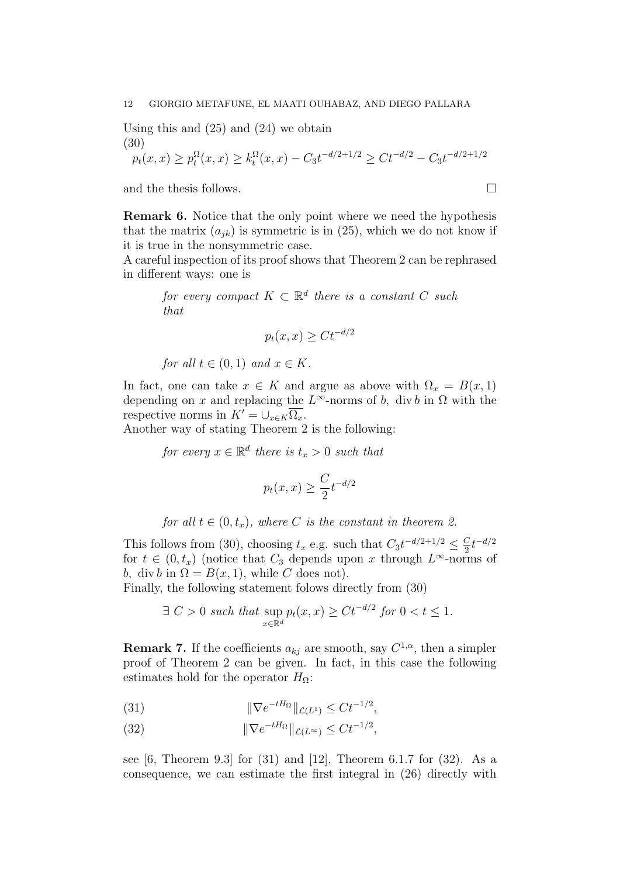Using this and (25) and (24) we obtain
(30)

$$p_t(x,x) \geq p_t^\Omega(x,x) \geq k_t^\Omega(x,x) - C_3 t^{-d/2+1/2} \geq C t^{-d/2} - C_3 t^{-d/2+1/2}$$

and the thesis follows. □

**Remark 6.** Notice that the only point where we need the hypothesis that the matrix $(a_{jk})$ is symmetric is in (25), which we do not know if it is true in the nonsymmetric case.
A careful inspection of its proof shows that Theorem 2 can be rephrased in different ways: one is

> *for every compact $K \subset \mathbb{R}^d$ there is a constant $C$ such that*
>
> $$p_t(x,x) \geq C t^{-d/2}$$
>
> *for all $t \in (0,1)$ and $x \in K$.*

In fact, one can take $x \in K$ and argue as above with $\Omega_x = B(x,1)$ depending on $x$ and replacing the $L^\infty$-norms of $b$, $\operatorname{div} b$ in $\Omega$ with the respective norms in $K' = \cup_{x \in K} \overline{\Omega_x}$.
Another way of stating Theorem 2 is the following:

> *for every $x \in \mathbb{R}^d$ there is $t_x > 0$ such that*
>
> $$p_t(x,x) \geq \frac{C}{2} t^{-d/2}$$
>
> *for all $t \in (0, t_x)$, where $C$ is the constant in theorem 2.*

This follows from (30), choosing $t_x$ e.g. such that $C_3 t^{-d/2+1/2} \leq \frac{C}{2} t^{-d/2}$ for $t \in (0, t_x)$ (notice that $C_3$ depends upon $x$ through $L^\infty$-norms of $b$, $\operatorname{div} b$ in $\Omega = B(x,1)$, while $C$ does not).
Finally, the following statement folows directly from (30)

$$\exists\ C > 0 \textit{ such that } \sup_{x \in \mathbb{R}^d} p_t(x,x) \geq C t^{-d/2} \textit{ for } 0 < t \leq 1.$$

**Remark 7.** If the coefficients $a_{kj}$ are smooth, say $C^{1,\alpha}$, then a simpler proof of Theorem 2 can be given. In fact, in this case the following estimates hold for the operator $H_\Omega$:

$$\|\nabla e^{-tH_\Omega}\|_{\mathcal{L}(L^1)} \leq C t^{-1/2}, \tag{31}$$

$$\|\nabla e^{-tH_\Omega}\|_{\mathcal{L}(L^\infty)} \leq C t^{-1/2}, \tag{32}$$

see [6, Theorem 9.3] for (31) and [12], Theorem 6.1.7 for (32). As a consequence, we can estimate the first integral in (26) directly with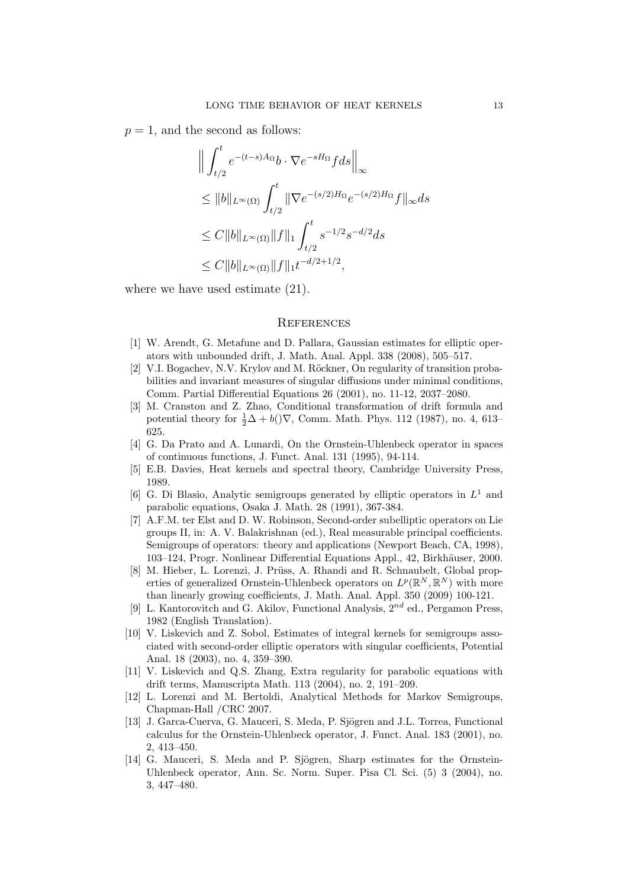$p = 1$, and the second as follows:

$$
\begin{aligned}
&\Big\| \int_{t/2}^{t} e^{-(t-s)A_\Omega} b \cdot \nabla e^{-sH_\Omega} f ds \Big\|_\infty \\
&\leq \|b\|_{L^\infty(\Omega)} \int_{t/2}^{t} \|\nabla e^{-(s/2)H_\Omega} e^{-(s/2)H_\Omega} f\|_\infty ds \\
&\leq C \|b\|_{L^\infty(\Omega)} \|f\|_1 \int_{t/2}^{t} s^{-1/2} s^{-d/2} ds \\
&\leq C \|b\|_{L^\infty(\Omega)} \|f\|_1 t^{-d/2+1/2},
\end{aligned}
$$

where we have used estimate (21).

## References

[1] W. Arendt, G. Metafune and D. Pallara, Gaussian estimates for elliptic operators with unbounded drift, J. Math. Anal. Appl. 338 (2008), 505–517.

[2] V.I. Bogachev, N.V. Krylov and M. Röckner, On regularity of transition probabilities and invariant measures of singular diffusions under minimal conditions, Comm. Partial Differential Equations 26 (2001), no. 11-12, 2037–2080.

[3] M. Cranston and Z. Zhao, Conditional transformation of drift formula and potential theory for $\frac{1}{2}\Delta + b()\nabla$, Comm. Math. Phys. 112 (1987), no. 4, 613–625.

[4] G. Da Prato and A. Lunardi, On the Ornstein-Uhlenbeck operator in spaces of continuous functions, J. Funct. Anal. 131 (1995), 94-114.

[5] E.B. Davies, Heat kernels and spectral theory, Cambridge University Press, 1989.

[6] G. Di Blasio, Analytic semigroups generated by elliptic operators in $L^1$ and parabolic equations, Osaka J. Math. 28 (1991), 367-384.

[7] A.F.M. ter Elst and D. W. Robinson, Second-order subelliptic operators on Lie groups II, in: A. V. Balakrishnan (ed.), Real measurable principal coefficients. Semigroups of operators: theory and applications (Newport Beach, CA, 1998), 103–124, Progr. Nonlinear Differential Equations Appl., 42, Birkhäuser, 2000.

[8] M. Hieber, L. Lorenzi, J. Prüss, A. Rhandi and R. Schnaubelt, Global properties of generalized Ornstein-Uhlenbeck operators on $L^p(\mathbb{R}^N, \mathbb{R}^N)$ with more than linearly growing coefficients, J. Math. Anal. Appl. 350 (2009) 100-121.

[9] L. Kantorovitch and G. Akilov, Functional Analysis, $2^{nd}$ ed., Pergamon Press, 1982 (English Translation).

[10] V. Liskevich and Z. Sobol, Estimates of integral kernels for semigroups associated with second-order elliptic operators with singular coefficients, Potential Anal. 18 (2003), no. 4, 359–390.

[11] V. Liskevich and Q.S. Zhang, Extra regularity for parabolic equations with drift terms, Manuscripta Math. 113 (2004), no. 2, 191–209.

[12] L. Lorenzi and M. Bertoldi, Analytical Methods for Markov Semigroups, Chapman-Hall /CRC 2007.

[13] J. Garca-Cuerva, G. Mauceri, S. Meda, P. Sjögren and J.L. Torrea, Functional calculus for the Ornstein-Uhlenbeck operator, J. Funct. Anal. 183 (2001), no. 2, 413–450.

[14] G. Mauceri, S. Meda and P. Sjögren, Sharp estimates for the Ornstein-Uhlenbeck operator, Ann. Sc. Norm. Super. Pisa Cl. Sci. (5) 3 (2004), no. 3, 447–480.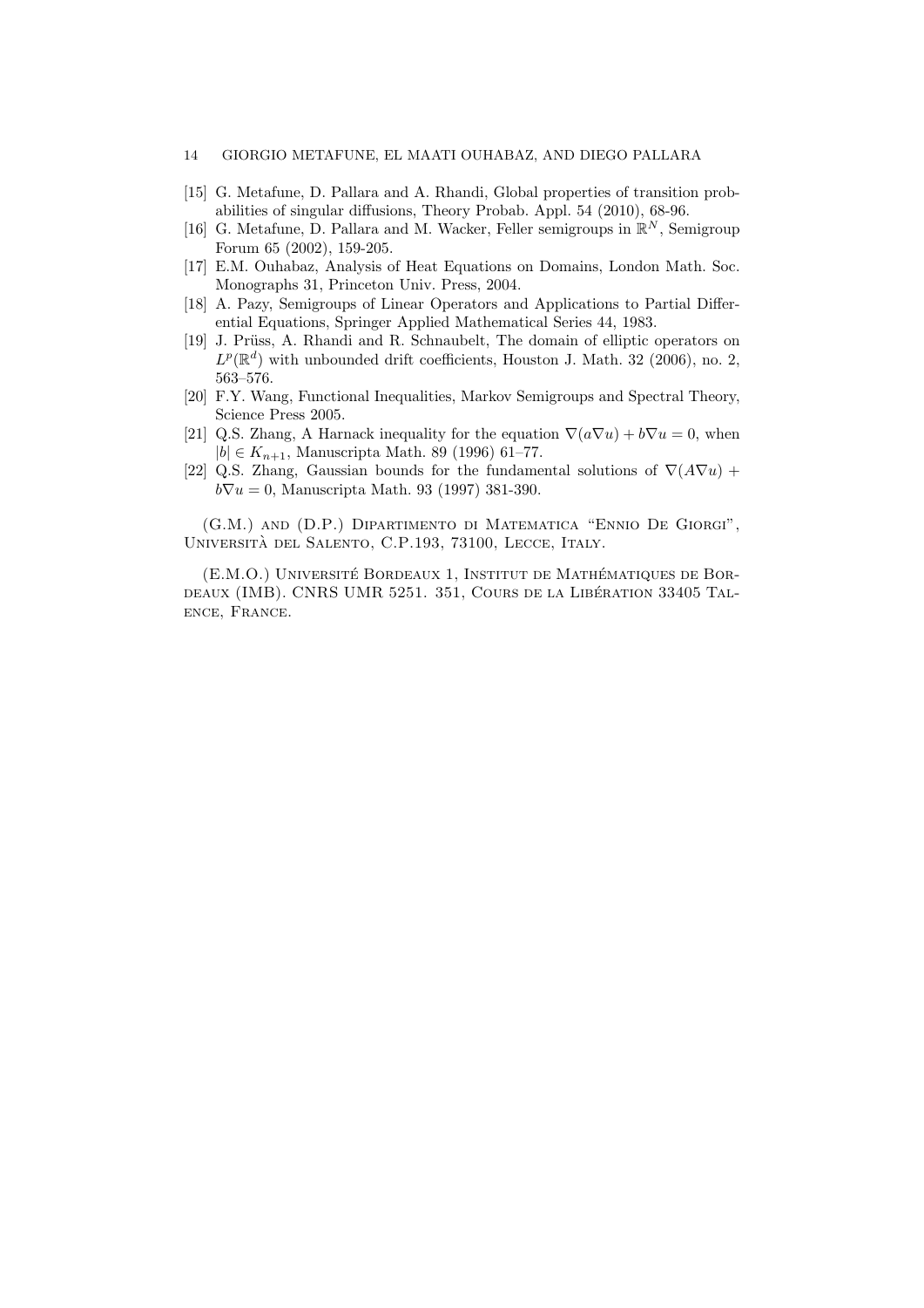[15] G. Metafune, D. Pallara and A. Rhandi, Global properties of transition probabilities of singular diffusions, Theory Probab. Appl. 54 (2010), 68-96.

[16] G. Metafune, D. Pallara and M. Wacker, Feller semigroups in $\mathbb{R}^N$, Semigroup Forum 65 (2002), 159-205.

[17] E.M. Ouhabaz, Analysis of Heat Equations on Domains, London Math. Soc. Monographs 31, Princeton Univ. Press, 2004.

[18] A. Pazy, Semigroups of Linear Operators and Applications to Partial Differential Equations, Springer Applied Mathematical Series 44, 1983.

[19] J. Prüss, A. Rhandi and R. Schnaubelt, The domain of elliptic operators on $L^p(\mathbb{R}^d)$ with unbounded drift coefficients, Houston J. Math. 32 (2006), no. 2, 563–576.

[20] F.Y. Wang, Functional Inequalities, Markov Semigroups and Spectral Theory, Science Press 2005.

[21] Q.S. Zhang, A Harnack inequality for the equation $\nabla(a\nabla u) + b\nabla u = 0$, when $|b| \in K_{n+1}$, Manuscripta Math. 89 (1996) 61–77.

[22] Q.S. Zhang, Gaussian bounds for the fundamental solutions of $\nabla(A\nabla u) + b\nabla u = 0$, Manuscripta Math. 93 (1997) 381-390.

(G.M.) and (D.P.) Dipartimento di Matematica "Ennio De Giorgi", Università del Salento, C.P.193, 73100, Lecce, Italy.

(E.M.O.) Université Bordeaux 1, Institut de Mathématiques de Bordeaux (IMB). CNRS UMR 5251. 351, Cours de la Libération 33405 Talence, France.